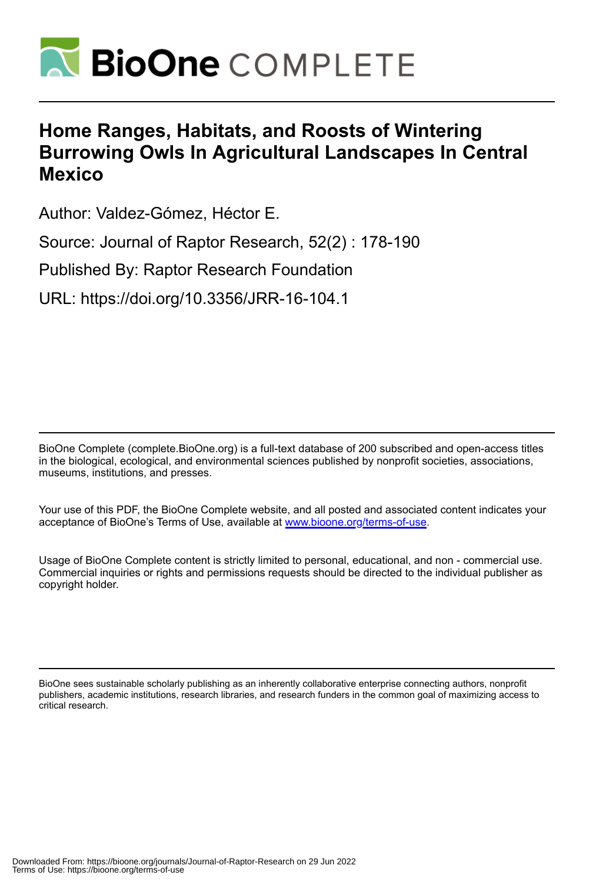# Home Ranges, Habitats, and Roosts of Wintering Burrowing Owls In Agricultural Landscapes In Central Mexico

Author: Valdez-Gómez, Héctor E.

Source: Journal of Raptor Research, 52(2) : 178-190

Published By: Raptor Research Foundation

URL: https://doi.org/10.3356/JRR-16-104.1

BioOne Complete (complete.BioOne.org) is a full-text database of 200 subscribed and open-access titles in the biological, ecological, and environmental sciences published by nonprofit societies, associations, museums, institutions, and presses.

Your use of this PDF, the BioOne Complete website, and all posted and associated content indicates your acceptance of BioOne's Terms of Use, available at www.bioone.org/terms-of-use.

Usage of BioOne Complete content is strictly limited to personal, educational, and non - commercial use. Commercial inquiries or rights and permissions requests should be directed to the individual publisher as copyright holder.

BioOne sees sustainable scholarly publishing as an inherently collaborative enterprise connecting authors, nonprofit publishers, academic institutions, research libraries, and research funders in the common goal of maximizing access to critical research.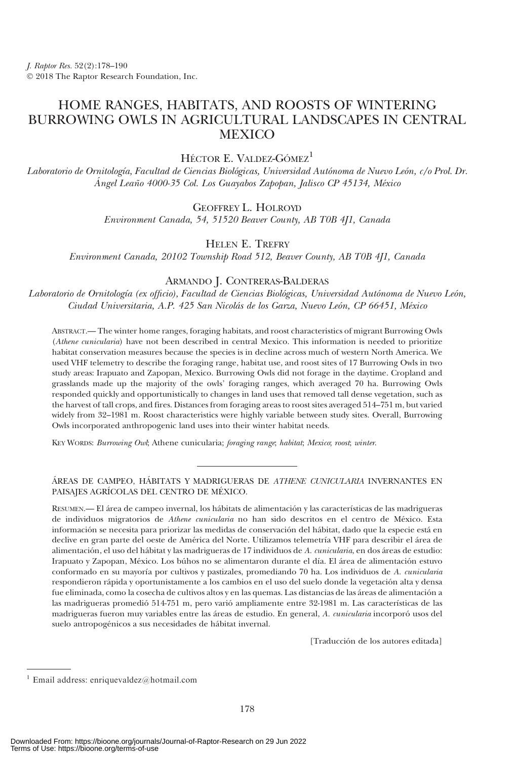# HOME RANGES, HABITATS, AND ROOSTS OF WINTERING BURROWING OWLS IN AGRICULTURAL LANDSCAPES IN CENTRAL MEXICO

HÉCTOR E. VALDEZ-GÓMEZ[1]

*Laboratorio de Ornitología, Facultad de Ciencias Biológicas, Universidad Autónoma de Nuevo León, c/o Prol. Dr. Ángel Leaño 4000-35 Col. Los Guayabos Zapopan, Jalisco CP 45134, México*

GEOFFREY L. HOLROYD

*Environment Canada, 54, 51520 Beaver County, AB T0B 4J1, Canada*

HELEN E. TREFRY

*Environment Canada, 20102 Township Road 512, Beaver County, AB T0B 4J1, Canada*

ARMANDO J. CONTRERAS-BALDERAS

*Laboratorio de Ornitología (ex officio), Facultad de Ciencias Biológicas, Universidad Autónoma de Nuevo León, Ciudad Universitaria, A.P. 425 San Nicolás de los Garza, Nuevo León, CP 66451, México*

ABSTRACT.— The winter home ranges, foraging habitats, and roost characteristics of migrant Burrowing Owls (*Athene cunicularia*) have not been described in central Mexico. This information is needed to prioritize habitat conservation measures because the species is in decline across much of western North America. We used VHF telemetry to describe the foraging range, habitat use, and roost sites of 17 Burrowing Owls in two study areas: Irapuato and Zapopan, Mexico. Burrowing Owls did not forage in the daytime. Cropland and grasslands made up the majority of the owls' foraging ranges, which averaged 70 ha. Burrowing Owls responded quickly and opportunistically to changes in land uses that removed tall dense vegetation, such as the harvest of tall crops, and fires. Distances from foraging areas to roost sites averaged 514–751 m, but varied widely from 32–1981 m. Roost characteristics were highly variable between study sites. Overall, Burrowing Owls incorporated anthropogenic land uses into their winter habitat needs.

KEY WORDS: *Burrowing Owl*; Athene cunicularia; *foraging range*; *habitat*; *Mexico*; *roost*; *winter*.

ÁREAS DE CAMPEO, HÁBITATS Y MADRIGUERAS DE *ATHENE CUNICULARIA* INVERNANTES EN PAISAJES AGRÍCOLAS DEL CENTRO DE MÉXICO.

RESUMEN.— El área de campeo invernal, los hábitats de alimentación y las características de las madrigueras de individuos migratorios de *Athene cunicularia* no han sido descritos en el centro de México. Esta información se necesita para priorizar las medidas de conservación del hábitat, dado que la especie está en declive en gran parte del oeste de América del Norte. Utilizamos telemetría VHF para describir el área de alimentación, el uso del hábitat y las madrigueras de 17 individuos de *A. cunicularia*, en dos áreas de estudio: Irapuato y Zapopan, México. Los búhos no se alimentaron durante el día. El área de alimentación estuvo conformado en su mayoría por cultivos y pastizales, promediando 70 ha. Los individuos de *A. cunicularia* respondieron rápida y oportunistamente a los cambios en el uso del suelo donde la vegetación alta y densa fue eliminada, como la cosecha de cultivos altos y en las quemas. Las distancias de las áreas de alimentación a las madrigueras promedió 514-751 m, pero varió ampliamente entre 32-1981 m. Las características de las madrigueras fueron muy variables entre las áreas de estudio. En general, *A. cunicularia* incorporó usos del suelo antropogénicos a sus necesidades de hábitat invernal.

[Traducción de los autores editada]

---

[1] Email address: enriquevaldez@hotmail.com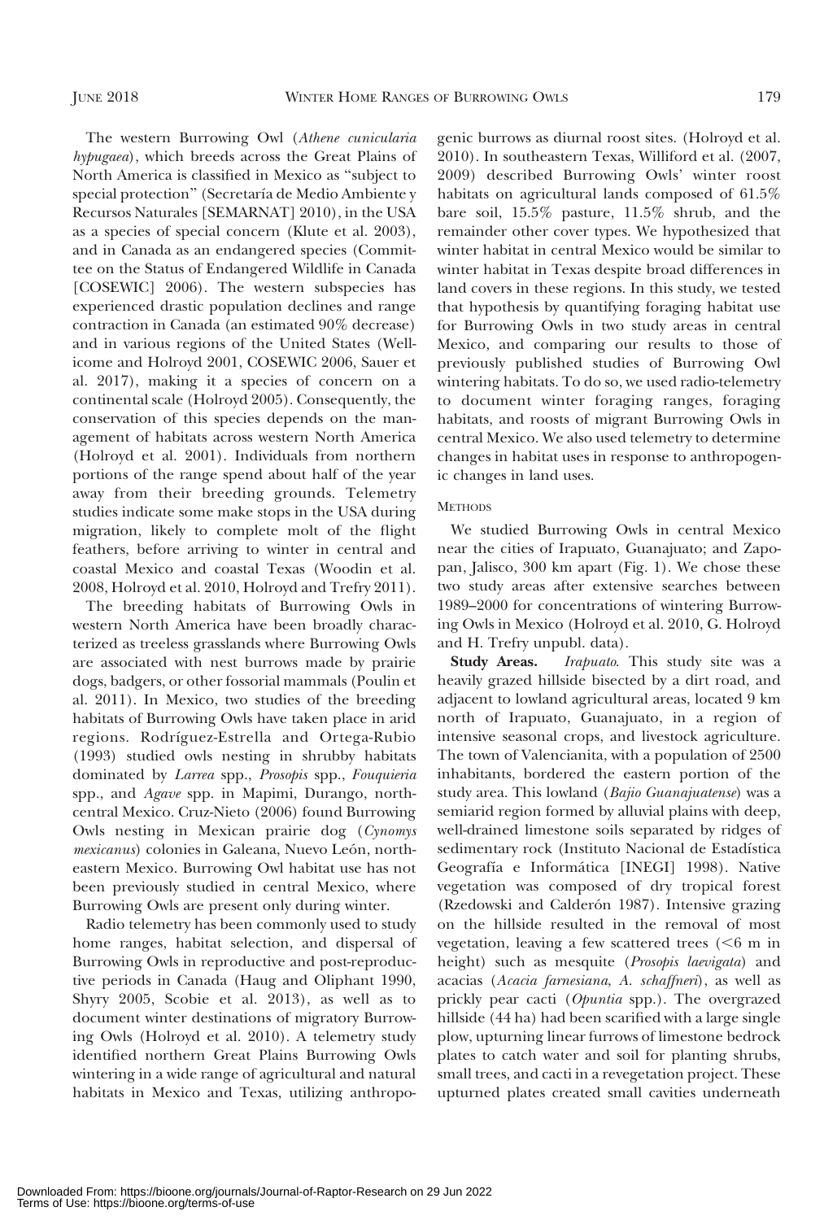The western Burrowing Owl (*Athene cunicularia hypugaea*), which breeds across the Great Plains of North America is classified in Mexico as "subject to special protection" (Secretaría de Medio Ambiente y Recursos Naturales [SEMARNAT] 2010), in the USA as a species of special concern (Klute et al. 2003), and in Canada as an endangered species (Committee on the Status of Endangered Wildlife in Canada [COSEWIC] 2006). The western subspecies has experienced drastic population declines and range contraction in Canada (an estimated 90% decrease) and in various regions of the United States (Wellicome and Holroyd 2001, COSEWIC 2006, Sauer et al. 2017), making it a species of concern on a continental scale (Holroyd 2005). Consequently, the conservation of this species depends on the management of habitats across western North America (Holroyd et al. 2001). Individuals from northern portions of the range spend about half of the year away from their breeding grounds. Telemetry studies indicate some make stops in the USA during migration, likely to complete molt of the flight feathers, before arriving to winter in central and coastal Mexico and coastal Texas (Woodin et al. 2008, Holroyd et al. 2010, Holroyd and Trefry 2011).

The breeding habitats of Burrowing Owls in western North America have been broadly characterized as treeless grasslands where Burrowing Owls are associated with nest burrows made by prairie dogs, badgers, or other fossorial mammals (Poulin et al. 2011). In Mexico, two studies of the breeding habitats of Burrowing Owls have taken place in arid regions. Rodríguez-Estrella and Ortega-Rubio (1993) studied owls nesting in shrubby habitats dominated by *Larrea* spp., *Prosopis* spp., *Fouquieria* spp., and *Agave* spp. in Mapimi, Durango, north-central Mexico. Cruz-Nieto (2006) found Burrowing Owls nesting in Mexican prairie dog (*Cynomys mexicanus*) colonies in Galeana, Nuevo León, northeastern Mexico. Burrowing Owl habitat use has not been previously studied in central Mexico, where Burrowing Owls are present only during winter.

Radio telemetry has been commonly used to study home ranges, habitat selection, and dispersal of Burrowing Owls in reproductive and post-reproductive periods in Canada (Haug and Oliphant 1990, Shyry 2005, Scobie et al. 2013), as well as to document winter destinations of migratory Burrowing Owls (Holroyd et al. 2010). A telemetry study identified northern Great Plains Burrowing Owls wintering in a wide range of agricultural and natural habitats in Mexico and Texas, utilizing anthropogenic burrows as diurnal roost sites. (Holroyd et al. 2010). In southeastern Texas, Williford et al. (2007, 2009) described Burrowing Owls' winter roost habitats on agricultural lands composed of 61.5% bare soil, 15.5% pasture, 11.5% shrub, and the remainder other cover types. We hypothesized that winter habitat in central Mexico would be similar to winter habitat in Texas despite broad differences in land covers in these regions. In this study, we tested that hypothesis by quantifying foraging habitat use for Burrowing Owls in two study areas in central Mexico, and comparing our results to those of previously published studies of Burrowing Owl wintering habitats. To do so, we used radio-telemetry to document winter foraging ranges, foraging habitats, and roosts of migrant Burrowing Owls in central Mexico. We also used telemetry to determine changes in habitat uses in response to anthropogenic changes in land uses.

## Methods

We studied Burrowing Owls in central Mexico near the cities of Irapuato, Guanajuato; and Zapopan, Jalisco, 300 km apart (Fig. 1). We chose these two study areas after extensive searches between 1989–2000 for concentrations of wintering Burrowing Owls in Mexico (Holroyd et al. 2010, G. Holroyd and H. Trefry unpubl. data).

**Study Areas.** *Irapuato*. This study site was a heavily grazed hillside bisected by a dirt road, and adjacent to lowland agricultural areas, located 9 km north of Irapuato, Guanajuato, in a region of intensive seasonal crops, and livestock agriculture. The town of Valencianita, with a population of 2500 inhabitants, bordered the eastern portion of the study area. This lowland (*Bajio Guanajuatense*) was a semiarid region formed by alluvial plains with deep, well-drained limestone soils separated by ridges of sedimentary rock (Instituto Nacional de Estadística Geografía e Informática [INEGI] 1998). Native vegetation was composed of dry tropical forest (Rzedowski and Calderón 1987). Intensive grazing on the hillside resulted in the removal of most vegetation, leaving a few scattered trees (<6 m in height) such as mesquite (*Prosopis laevigata*) and acacias (*Acacia farnesiana*, *A. schaffneri*), as well as prickly pear cacti (*Opuntia* spp.). The overgrazed hillside (44 ha) had been scarified with a large single plow, upturning linear furrows of limestone bedrock plates to catch water and soil for planting shrubs, small trees, and cacti in a revegetation project. These upturned plates created small cavities underneath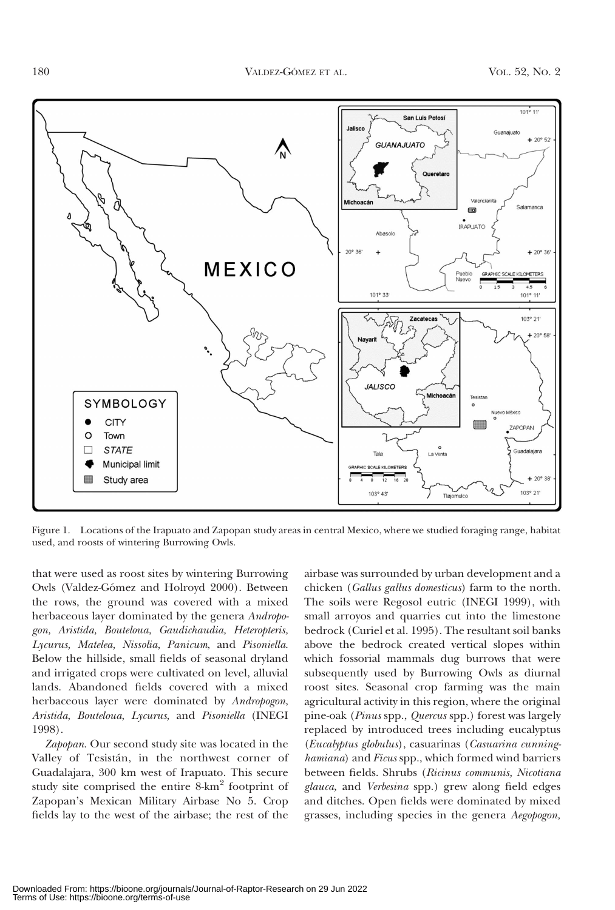Figure 1. Locations of the Irapuato and Zapopan study areas in central Mexico, where we studied foraging range, habitat used, and roosts of wintering Burrowing Owls.

that were used as roost sites by wintering Burrowing Owls (Valdez-Gómez and Holroyd 2000). Between the rows, the ground was covered with a mixed herbaceous layer dominated by the genera *Andropogon, Aristida, Bouteloua, Gaudichaudia, Heteropteris, Lycurus, Matelea, Nissolia, Panicum*, and *Pisoniella*. Below the hillside, small fields of seasonal dryland and irrigated crops were cultivated on level, alluvial lands. Abandoned fields covered with a mixed herbaceous layer were dominated by *Andropogon, Aristida, Bouteloua, Lycurus,* and *Pisoniella* (INEGI 1998).

*Zapopan.* Our second study site was located in the Valley of Tesistán, in the northwest corner of Guadalajara, 300 km west of Irapuato. This secure study site comprised the entire 8-km$^2$ footprint of Zapopan's Mexican Military Airbase No 5. Crop fields lay to the west of the airbase; the rest of the airbase was surrounded by urban development and a chicken (*Gallus gallus domesticus*) farm to the north. The soils were Regosol eutric (INEGI 1999), with small arroyos and quarries cut into the limestone bedrock (Curiel et al. 1995). The resultant soil banks above the bedrock created vertical slopes within which fossorial mammals dug burrows that were subsequently used by Burrowing Owls as diurnal roost sites. Seasonal crop farming was the main agricultural activity in this region, where the original pine-oak (*Pinus* spp., *Quercus* spp.) forest was largely replaced by introduced trees including eucalyptus (*Eucalyptus globulus*), casuarinas (*Casuarina cunninghamiana*) and *Ficus* spp., which formed wind barriers between fields. Shrubs (*Ricinus communis, Nicotiana glauca,* and *Verbesina* spp.) grew along field edges and ditches. Open fields were dominated by mixed grasses, including species in the genera *Aegopogon,*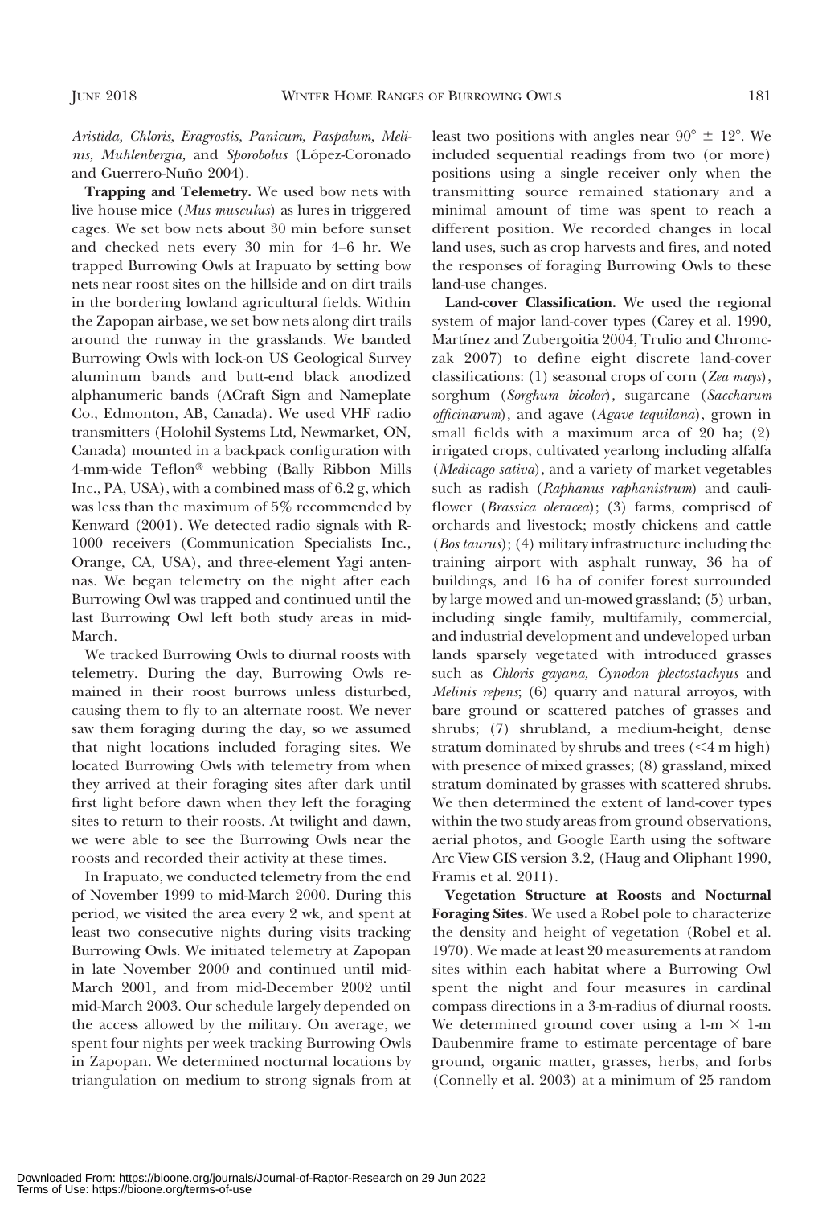*Aristida, Chloris, Eragrostis, Panicum, Paspalum, Melinis, Muhlenbergia,* and *Sporobolus* (López-Coronado and Guerrero-Nuño 2004).

**Trapping and Telemetry.** We used bow nets with live house mice (*Mus musculus*) as lures in triggered cages. We set bow nets about 30 min before sunset and checked nets every 30 min for 4–6 hr. We trapped Burrowing Owls at Irapuato by setting bow nets near roost sites on the hillside and on dirt trails in the bordering lowland agricultural fields. Within the Zapopan airbase, we set bow nets along dirt trails around the runway in the grasslands. We banded Burrowing Owls with lock-on US Geological Survey aluminum bands and butt-end black anodized alphanumeric bands (ACraft Sign and Nameplate Co., Edmonton, AB, Canada). We used VHF radio transmitters (Holohil Systems Ltd, Newmarket, ON, Canada) mounted in a backpack configuration with 4-mm-wide Teflon® webbing (Bally Ribbon Mills Inc., PA, USA), with a combined mass of 6.2 g, which was less than the maximum of 5% recommended by Kenward (2001). We detected radio signals with R-1000 receivers (Communication Specialists Inc., Orange, CA, USA), and three-element Yagi antennas. We began telemetry on the night after each Burrowing Owl was trapped and continued until the last Burrowing Owl left both study areas in mid-March.

We tracked Burrowing Owls to diurnal roosts with telemetry. During the day, Burrowing Owls remained in their roost burrows unless disturbed, causing them to fly to an alternate roost. We never saw them foraging during the day, so we assumed that night locations included foraging sites. We located Burrowing Owls with telemetry from when they arrived at their foraging sites after dark until first light before dawn when they left the foraging sites to return to their roosts. At twilight and dawn, we were able to see the Burrowing Owls near the roosts and recorded their activity at these times.

In Irapuato, we conducted telemetry from the end of November 1999 to mid-March 2000. During this period, we visited the area every 2 wk, and spent at least two consecutive nights during visits tracking Burrowing Owls. We initiated telemetry at Zapopan in late November 2000 and continued until mid-March 2001, and from mid-December 2002 until mid-March 2003. Our schedule largely depended on the access allowed by the military. On average, we spent four nights per week tracking Burrowing Owls in Zapopan. We determined nocturnal locations by triangulation on medium to strong signals from at least two positions with angles near $90° \pm 12°$. We included sequential readings from two (or more) positions using a single receiver only when the transmitting source remained stationary and a minimal amount of time was spent to reach a different position. We recorded changes in local land uses, such as crop harvests and fires, and noted the responses of foraging Burrowing Owls to these land-use changes.

**Land-cover Classification.** We used the regional system of major land-cover types (Carey et al. 1990, Martínez and Zubergoitia 2004, Trulio and Chromczak 2007) to define eight discrete land-cover classifications: (1) seasonal crops of corn (*Zea mays*), sorghum (*Sorghum bicolor*), sugarcane (*Saccharum officinarum*), and agave (*Agave tequilana*), grown in small fields with a maximum area of 20 ha; (2) irrigated crops, cultivated yearlong including alfalfa (*Medicago sativa*), and a variety of market vegetables such as radish (*Raphanus raphanistrum*) and cauliflower (*Brassica oleracea*); (3) farms, comprised of orchards and livestock; mostly chickens and cattle (*Bos taurus*); (4) military infrastructure including the training airport with asphalt runway, 36 ha of buildings, and 16 ha of conifer forest surrounded by large mowed and un-mowed grassland; (5) urban, including single family, multifamily, commercial, and industrial development and undeveloped urban lands sparsely vegetated with introduced grasses such as *Chloris gayana, Cynodon plectostachyus* and *Melinis repens*; (6) quarry and natural arroyos, with bare ground or scattered patches of grasses and shrubs; (7) shrubland, a medium-height, dense stratum dominated by shrubs and trees (<4 m high) with presence of mixed grasses; (8) grassland, mixed stratum dominated by grasses with scattered shrubs. We then determined the extent of land-cover types within the two study areas from ground observations, aerial photos, and Google Earth using the software Arc View GIS version 3.2, (Haug and Oliphant 1990, Framis et al. 2011).

**Vegetation Structure at Roosts and Nocturnal Foraging Sites.** We used a Robel pole to characterize the density and height of vegetation (Robel et al. 1970). We made at least 20 measurements at random sites within each habitat where a Burrowing Owl spent the night and four measures in cardinal compass directions in a 3-m-radius of diurnal roosts. We determined ground cover using a 1-m × 1-m Daubenmire frame to estimate percentage of bare ground, organic matter, grasses, herbs, and forbs (Connelly et al. 2003) at a minimum of 25 random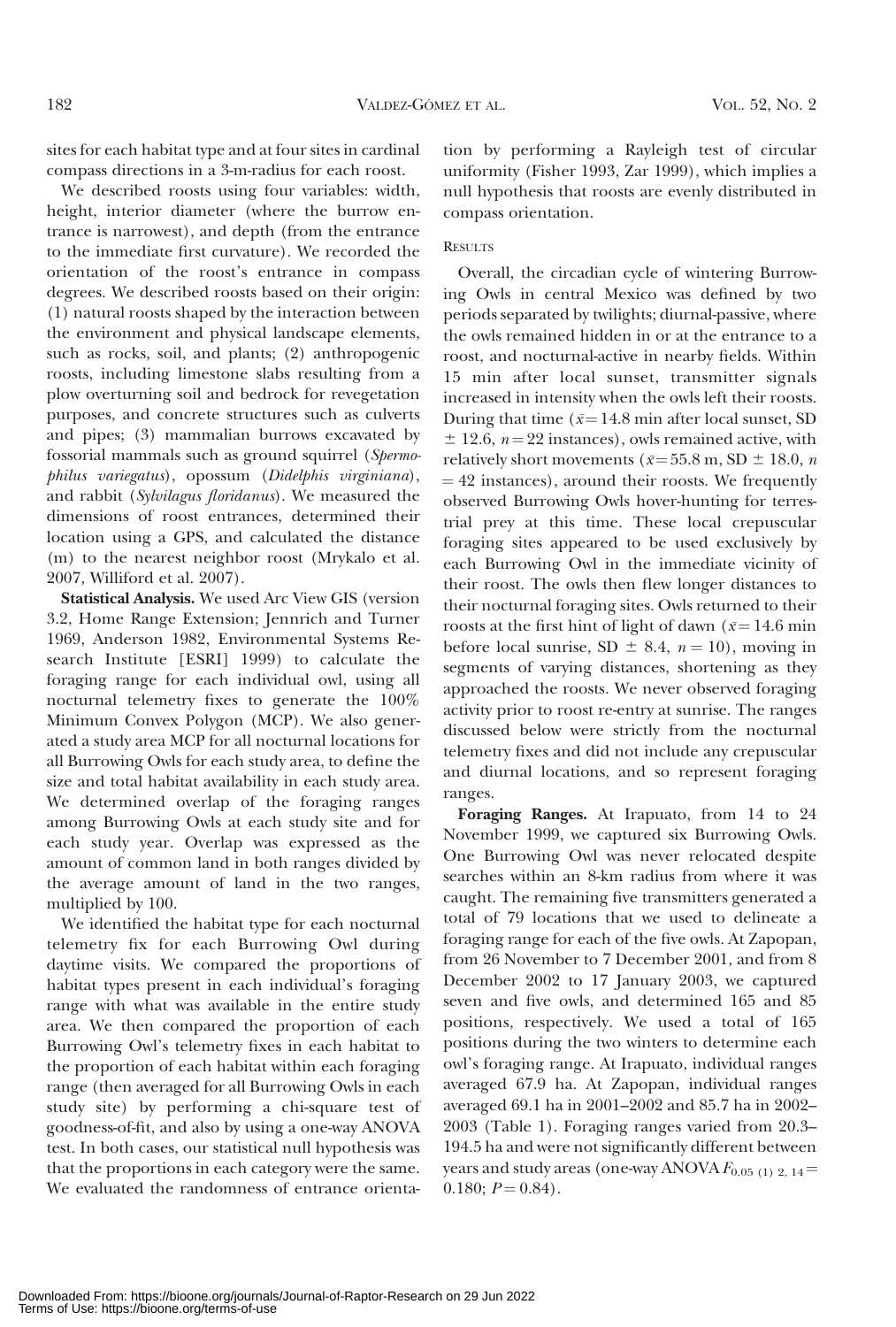sites for each habitat type and at four sites in cardinal compass directions in a 3-m-radius for each roost.

We described roosts using four variables: width, height, interior diameter (where the burrow entrance is narrowest), and depth (from the entrance to the immediate first curvature). We recorded the orientation of the roost's entrance in compass degrees. We described roosts based on their origin: (1) natural roosts shaped by the interaction between the environment and physical landscape elements, such as rocks, soil, and plants; (2) anthropogenic roosts, including limestone slabs resulting from a plow overturning soil and bedrock for revegetation purposes, and concrete structures such as culverts and pipes; (3) mammalian burrows excavated by fossorial mammals such as ground squirrel (*Spermophilus variegatus*), opossum (*Didelphis virginiana*), and rabbit (*Sylvilagus floridanus*). We measured the dimensions of roost entrances, determined their location using a GPS, and calculated the distance (m) to the nearest neighbor roost (Mrykalo et al. 2007, Williford et al. 2007).

**Statistical Analysis.** We used Arc View GIS (version 3.2, Home Range Extension; Jennrich and Turner 1969, Anderson 1982, Environmental Systems Research Institute [ESRI] 1999) to calculate the foraging range for each individual owl, using all nocturnal telemetry fixes to generate the 100% Minimum Convex Polygon (MCP). We also generated a study area MCP for all nocturnal locations for all Burrowing Owls for each study area, to define the size and total habitat availability in each study area. We determined overlap of the foraging ranges among Burrowing Owls at each study site and for each study year. Overlap was expressed as the amount of common land in both ranges divided by the average amount of land in the two ranges, multiplied by 100.

We identified the habitat type for each nocturnal telemetry fix for each Burrowing Owl during daytime visits. We compared the proportions of habitat types present in each individual's foraging range with what was available in the entire study area. We then compared the proportion of each Burrowing Owl's telemetry fixes in each habitat to the proportion of each habitat within each foraging range (then averaged for all Burrowing Owls in each study site) by performing a chi-square test of goodness-of-fit, and also by using a one-way ANOVA test. In both cases, our statistical null hypothesis was that the proportions in each category were the same. We evaluated the randomness of entrance orientation by performing a Rayleigh test of circular uniformity (Fisher 1993, Zar 1999), which implies a null hypothesis that roosts are evenly distributed in compass orientation.

## RESULTS

Overall, the circadian cycle of wintering Burrowing Owls in central Mexico was defined by two periods separated by twilights; diurnal-passive, where the owls remained hidden in or at the entrance to a roost, and nocturnal-active in nearby fields. Within 15 min after local sunset, transmitter signals increased in intensity when the owls left their roosts. During that time ($\bar{x} = 14.8$ min after local sunset, SD $\pm$ 12.6, $n = 22$ instances), owls remained active, with relatively short movements ($\bar{x} = 55.8$ m, SD $\pm$ 18.0, $n = 42$ instances), around their roosts. We frequently observed Burrowing Owls hover-hunting for terrestrial prey at this time. These local crepuscular foraging sites appeared to be used exclusively by each Burrowing Owl in the immediate vicinity of their roost. The owls then flew longer distances to their nocturnal foraging sites. Owls returned to their roosts at the first hint of light of dawn ($\bar{x} = 14.6$ min before local sunrise, SD $\pm$ 8.4, $n = 10$), moving in segments of varying distances, shortening as they approached the roosts. We never observed foraging activity prior to roost re-entry at sunrise. The ranges discussed below were strictly from the nocturnal telemetry fixes and did not include any crepuscular and diurnal locations, and so represent foraging ranges.

**Foraging Ranges.** At Irapuato, from 14 to 24 November 1999, we captured six Burrowing Owls. One Burrowing Owl was never relocated despite searches within an 8-km radius from where it was caught. The remaining five transmitters generated a total of 79 locations that we used to delineate a foraging range for each of the five owls. At Zapopan, from 26 November to 7 December 2001, and from 8 December 2002 to 17 January 2003, we captured seven and five owls, and determined 165 and 85 positions, respectively. We used a total of 165 positions during the two winters to determine each owl's foraging range. At Irapuato, individual ranges averaged 67.9 ha. At Zapopan, individual ranges averaged 69.1 ha in 2001–2002 and 85.7 ha in 2002–2003 (Table 1). Foraging ranges varied from 20.3–194.5 ha and were not significantly different between years and study areas (one-way ANOVA $F_{0.05\,(1)\,2,\,14} = 0.180$; $P = 0.84$).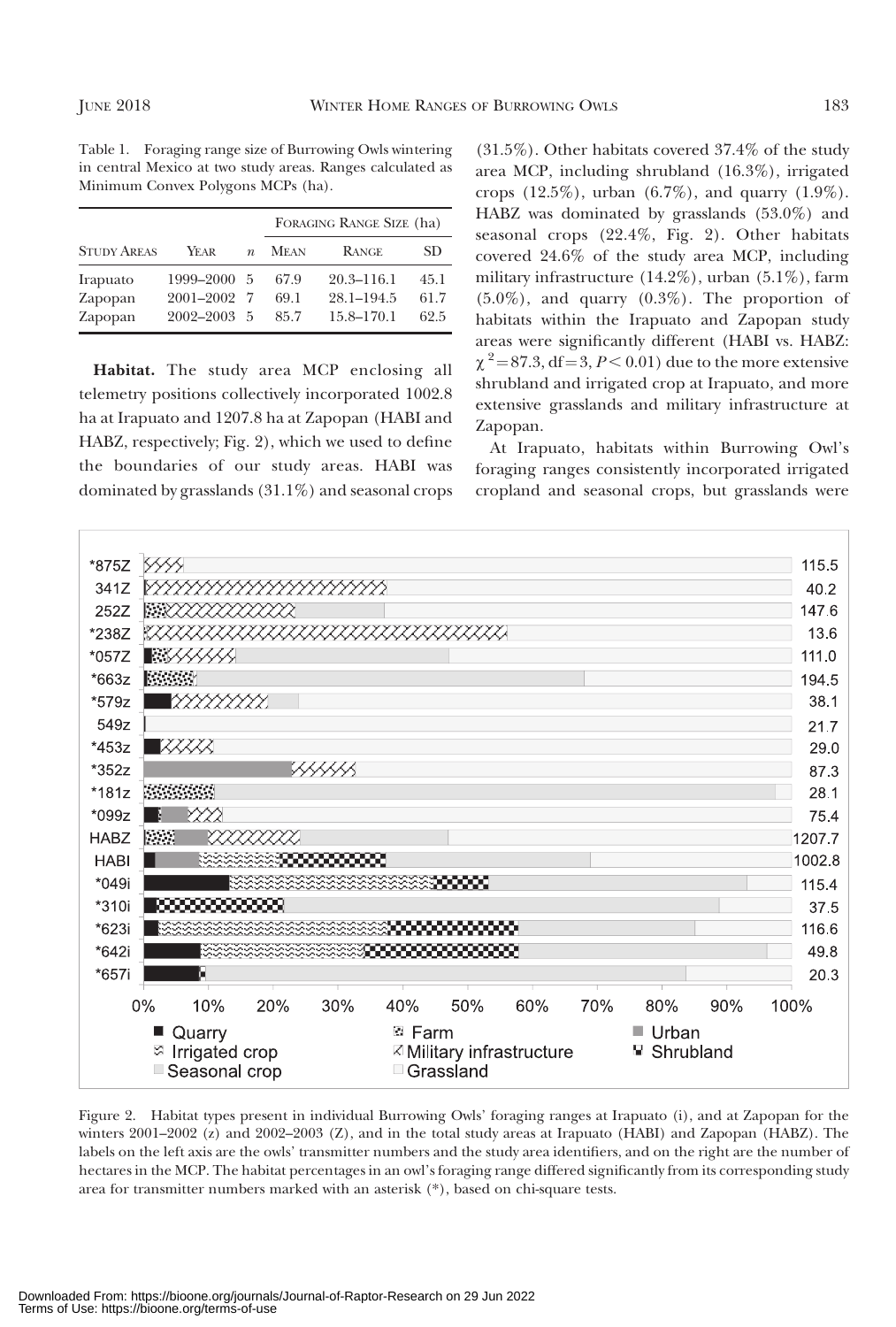Table 1. Foraging range size of Burrowing Owls wintering in central Mexico at two study areas. Ranges calculated as Minimum Convex Polygons MCPs (ha).

| Study Areas | Year | $n$ | Foraging Range Size (ha) | | |
|---|---|---|---|---|---|
| | | | Mean | Range | SD |
| Irapuato | 1999–2000 | 5 | 67.9 | 20.3–116.1 | 45.1 |
| Zapopan | 2001–2002 | 7 | 69.1 | 28.1–194.5 | 61.7 |
| Zapopan | 2002–2003 | 5 | 85.7 | 15.8–170.1 | 62.5 |

**Habitat.** The study area MCP enclosing all telemetry positions collectively incorporated 1002.8 ha at Irapuato and 1207.8 ha at Zapopan (HABI and HABZ, respectively; Fig. 2), which we used to define the boundaries of our study areas. HABI was dominated by grasslands (31.1%) and seasonal crops (31.5%). Other habitats covered 37.4% of the study area MCP, including shrubland (16.3%), irrigated crops (12.5%), urban (6.7%), and quarry (1.9%). HABZ was dominated by grasslands (53.0%) and seasonal crops (22.4%, Fig. 2). Other habitats covered 24.6% of the study area MCP, including military infrastructure (14.2%), urban (5.1%), farm (5.0%), and quarry (0.3%). The proportion of habitats within the Irapuato and Zapopan study areas were significantly different (HABI vs. HABZ: $\chi^2 = 87.3$, df $= 3$, $P < 0.01$) due to the more extensive shrubland and irrigated crop at Irapuato, and more extensive grasslands and military infrastructure at Zapopan.

At Irapuato, habitats within Burrowing Owl's foraging ranges consistently incorporated irrigated cropland and seasonal crops, but grasslands were

Figure 2. Habitat types present in individual Burrowing Owls' foraging ranges at Irapuato (i), and at Zapopan for the winters 2001–2002 (z) and 2002–2003 (Z), and in the total study areas at Irapuato (HABI) and Zapopan (HABZ). The labels on the left axis are the owls' transmitter numbers and the study area identifiers, and on the right are the number of hectares in the MCP. The habitat percentages in an owl's foraging range differed significantly from its corresponding study area for transmitter numbers marked with an asterisk (*), based on chi-square tests.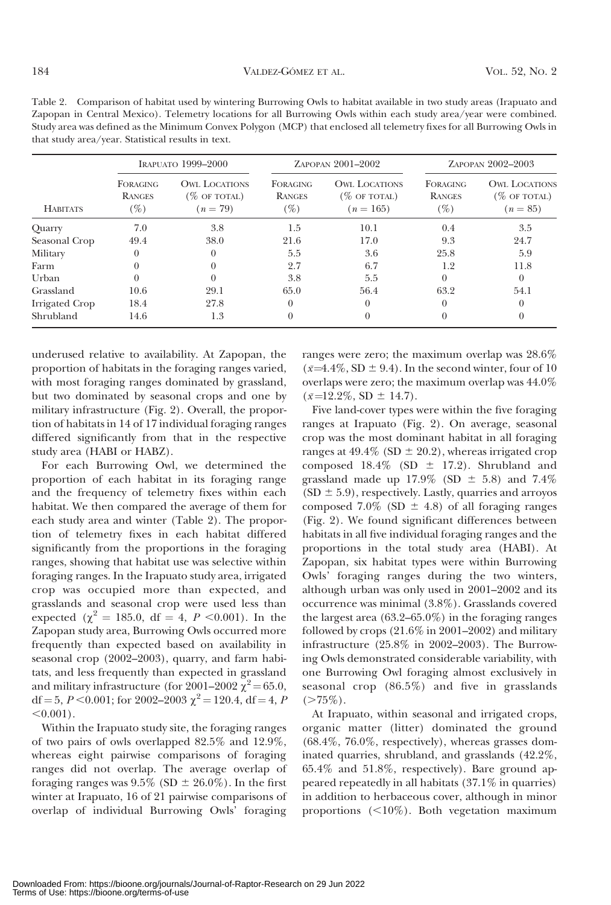Table 2. Comparison of habitat used by wintering Burrowing Owls to habitat available in two study areas (Irapuato and Zapopan in Central Mexico). Telemetry locations for all Burrowing Owls within each study area/year were combined. Study area was defined as the Minimum Convex Polygon (MCP) that enclosed all telemetry fixes for all Burrowing Owls in that study area/year. Statistical results in text.

| Habitats | Irapuato 1999–2000 | | Zapopan 2001–2002 | | Zapopan 2002–2003 | |
|---|---|---|---|---|---|---|
| | Foraging Ranges (%) | Owl Locations (% of total) ($n = 79$) | Foraging Ranges (%) | Owl Locations (% of total) ($n = 165$) | Foraging Ranges (%) | Owl Locations (% of total) ($n = 85$) |
| Quarry | 7.0 | 3.8 | 1.5 | 10.1 | 0.4 | 3.5 |
| Seasonal Crop | 49.4 | 38.0 | 21.6 | 17.0 | 9.3 | 24.7 |
| Military | 0 | 0 | 5.5 | 3.6 | 25.8 | 5.9 |
| Farm | 0 | 0 | 2.7 | 6.7 | 1.2 | 11.8 |
| Urban | 0 | 0 | 3.8 | 5.5 | 0 | 0 |
| Grassland | 10.6 | 29.1 | 65.0 | 56.4 | 63.2 | 54.1 |
| Irrigated Crop | 18.4 | 27.8 | 0 | 0 | 0 | 0 |
| Shrubland | 14.6 | 1.3 | 0 | 0 | 0 | 0 |

underused relative to availability. At Zapopan, the proportion of habitats in the foraging ranges varied, with most foraging ranges dominated by grassland, but two dominated by seasonal crops and one by military infrastructure (Fig. 2). Overall, the proportion of habitats in 14 of 17 individual foraging ranges differed significantly from that in the respective study area (HABI or HABZ).

For each Burrowing Owl, we determined the proportion of each habitat in its foraging range and the frequency of telemetry fixes within each habitat. We then compared the average of them for each study area and winter (Table 2). The proportion of telemetry fixes in each habitat differed significantly from the proportions in the foraging ranges, showing that habitat use was selective within foraging ranges. In the Irapuato study area, irrigated crop was occupied more than expected, and grasslands and seasonal crop were used less than expected ($\chi^2 = 185.0$, df = 4, $P < 0.001$). In the Zapopan study area, Burrowing Owls occurred more frequently than expected based on availability in seasonal crop (2002–2003), quarry, and farm habitats, and less frequently than expected in grassland and military infrastructure (for 2001–2002 $\chi^2 = 65.0$, df = 5, $P < 0.001$; for 2002–2003 $\chi^2 = 120.4$, df = 4, $P < 0.001$).

Within the Irapuato study site, the foraging ranges of two pairs of owls overlapped 82.5% and 12.9%, whereas eight pairwise comparisons of foraging ranges did not overlap. The average overlap of foraging ranges was 9.5% (SD ± 26.0%). In the first winter at Irapuato, 16 of 21 pairwise comparisons of overlap of individual Burrowing Owls' foraging ranges were zero; the maximum overlap was 28.6% ($\bar{x}$=4.4%, SD ± 9.4). In the second winter, four of 10 overlaps were zero; the maximum overlap was 44.0% ($\bar{x}$=12.2%, SD ± 14.7).

Five land-cover types were within the five foraging ranges at Irapuato (Fig. 2). On average, seasonal crop was the most dominant habitat in all foraging ranges at 49.4% (SD ± 20.2), whereas irrigated crop composed 18.4% (SD ± 17.2). Shrubland and grassland made up 17.9% (SD ± 5.8) and 7.4% (SD ± 5.9), respectively. Lastly, quarries and arroyos composed 7.0% (SD ± 4.8) of all foraging ranges (Fig. 2). We found significant differences between habitats in all five individual foraging ranges and the proportions in the total study area (HABI). At Zapopan, six habitat types were within Burrowing Owls' foraging ranges during the two winters, although urban was only used in 2001–2002 and its occurrence was minimal (3.8%). Grasslands covered the largest area (63.2–65.0%) in the foraging ranges followed by crops (21.6% in 2001–2002) and military infrastructure (25.8% in 2002–2003). The Burrowing Owls demonstrated considerable variability, with one Burrowing Owl foraging almost exclusively in seasonal crop (86.5%) and five in grasslands (>75%).

At Irapuato, within seasonal and irrigated crops, organic matter (litter) dominated the ground (68.4%, 76.0%, respectively), whereas grasses dominated quarries, shrubland, and grasslands (42.2%, 65.4% and 51.8%, respectively). Bare ground appeared repeatedly in all habitats (37.1% in quarries) in addition to herbaceous cover, although in minor proportions (<10%). Both vegetation maximum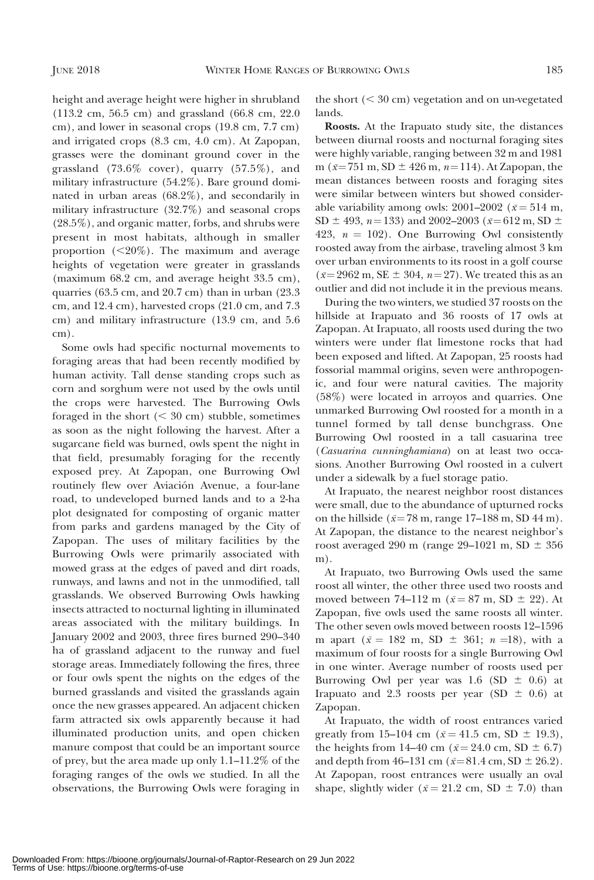height and average height were higher in shrubland (113.2 cm, 56.5 cm) and grassland (66.8 cm, 22.0 cm), and lower in seasonal crops (19.8 cm, 7.7 cm) and irrigated crops (8.3 cm, 4.0 cm). At Zapopan, grasses were the dominant ground cover in the grassland (73.6% cover), quarry (57.5%), and military infrastructure (54.2%). Bare ground dominated in urban areas (68.2%), and secondarily in military infrastructure (32.7%) and seasonal crops (28.5%), and organic matter, forbs, and shrubs were present in most habitats, although in smaller proportion (<20%). The maximum and average heights of vegetation were greater in grasslands (maximum 68.2 cm, and average height 33.5 cm), quarries (63.5 cm, and 20.7 cm) than in urban (23.3 cm, and 12.4 cm), harvested crops (21.0 cm, and 7.3 cm) and military infrastructure (13.9 cm, and 5.6 cm).

Some owls had specific nocturnal movements to foraging areas that had been recently modified by human activity. Tall dense standing crops such as corn and sorghum were not used by the owls until the crops were harvested. The Burrowing Owls foraged in the short (< 30 cm) stubble, sometimes as soon as the night following the harvest. After a sugarcane field was burned, owls spent the night in that field, presumably foraging for the recently exposed prey. At Zapopan, one Burrowing Owl routinely flew over Aviación Avenue, a four-lane road, to undeveloped burned lands and to a 2-ha plot designated for composting of organic matter from parks and gardens managed by the City of Zapopan. The uses of military facilities by the Burrowing Owls were primarily associated with mowed grass at the edges of paved and dirt roads, runways, and lawns and not in the unmodified, tall grasslands. We observed Burrowing Owls hawking insects attracted to nocturnal lighting in illuminated areas associated with the military buildings. In January 2002 and 2003, three fires burned 290–340 ha of grassland adjacent to the runway and fuel storage areas. Immediately following the fires, three or four owls spent the nights on the edges of the burned grasslands and visited the grasslands again once the new grasses appeared. An adjacent chicken farm attracted six owls apparently because it had illuminated production units, and open chicken manure compost that could be an important source of prey, but the area made up only 1.1–11.2% of the foraging ranges of the owls we studied. In all the observations, the Burrowing Owls were foraging in the short (< 30 cm) vegetation and on un-vegetated lands.

**Roosts.** At the Irapuato study site, the distances between diurnal roosts and nocturnal foraging sites were highly variable, ranging between 32 m and 1981 m ($\bar{x}$ = 751 m, SD ± 426 m, $n$ = 114). At Zapopan, the mean distances between roosts and foraging sites were similar between winters but showed considerable variability among owls: 2001–2002 ($\bar{x}$ = 514 m, SD ± 493, $n$ = 133) and 2002–2003 ($\bar{x}$ = 612 m, SD ± 423, $n$ = 102). One Burrowing Owl consistently roosted away from the airbase, traveling almost 3 km over urban environments to its roost in a golf course ($\bar{x}$ = 2962 m, SE ± 304, $n$ = 27). We treated this as an outlier and did not include it in the previous means.

During the two winters, we studied 37 roosts on the hillside at Irapuato and 36 roosts of 17 owls at Zapopan. At Irapuato, all roosts used during the two winters were under flat limestone rocks that had been exposed and lifted. At Zapopan, 25 roosts had fossorial mammal origins, seven were anthropogenic, and four were natural cavities. The majority (58%) were located in arroyos and quarries. One unmarked Burrowing Owl roosted for a month in a tunnel formed by tall dense bunchgrass. One Burrowing Owl roosted in a tall casuarina tree (*Casuarina cunninghamiana*) on at least two occasions. Another Burrowing Owl roosted in a culvert under a sidewalk by a fuel storage patio.

At Irapuato, the nearest neighbor roost distances were small, due to the abundance of upturned rocks on the hillside ($\bar{x}$ = 78 m, range 17–188 m, SD 44 m). At Zapopan, the distance to the nearest neighbor's roost averaged 290 m (range 29–1021 m, SD ± 356 m).

At Irapuato, two Burrowing Owls used the same roost all winter, the other three used two roosts and moved between 74–112 m ($\bar{x}$ = 87 m, SD ± 22). At Zapopan, five owls used the same roosts all winter. The other seven owls moved between roosts 12–1596 m apart ($\bar{x}$ = 182 m, SD ± 361; $n$ = 18), with a maximum of four roosts for a single Burrowing Owl in one winter. Average number of roosts used per Burrowing Owl per year was 1.6 (SD ± 0.6) at Irapuato and 2.3 roosts per year (SD ± 0.6) at Zapopan.

At Irapuato, the width of roost entrances varied greatly from 15–104 cm ($\bar{x}$ = 41.5 cm, SD ± 19.3), the heights from 14–40 cm ($\bar{x}$ = 24.0 cm, SD ± 6.7) and depth from 46–131 cm ($\bar{x}$ = 81.4 cm, SD ± 26.2). At Zapopan, roost entrances were usually an oval shape, slightly wider ($\bar{x}$ = 21.2 cm, SD ± 7.0) than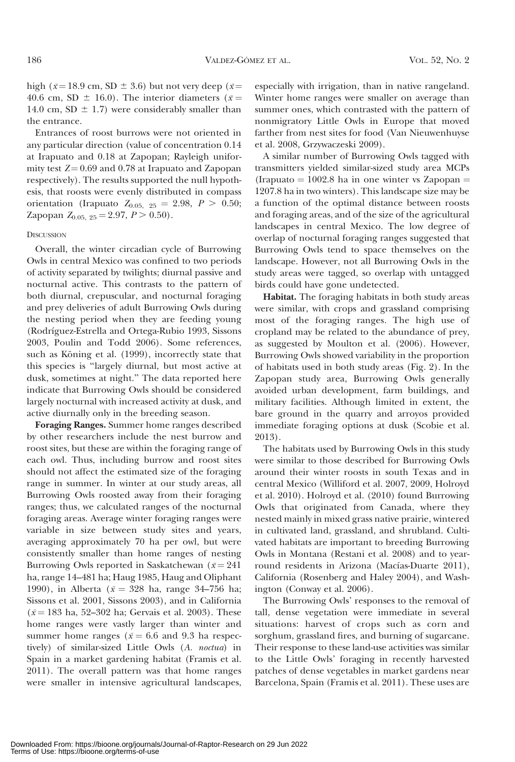high ($\bar{x}$ = 18.9 cm, SD ± 3.6) but not very deep ($\bar{x}$ = 40.6 cm, SD ± 16.0). The interior diameters ($\bar{x}$ = 14.0 cm, SD ± 1.7) were considerably smaller than the entrance.

Entrances of roost burrows were not oriented in any particular direction (value of concentration 0.14 at Irapuato and 0.18 at Zapopan; Rayleigh uniformity test $Z$ = 0.69 and 0.78 at Irapuato and Zapopan respectively). The results supported the null hypothesis, that roosts were evenly distributed in compass orientation (Irapuato $Z_{0.05,\ 25}$ = 2.98, $P > 0.50$; Zapopan $Z_{0.05,\ 25}$ = 2.97, $P > 0.50$).

## Discussion

Overall, the winter circadian cycle of Burrowing Owls in central Mexico was confined to two periods of activity separated by twilights; diurnal passive and nocturnal active. This contrasts to the pattern of both diurnal, crepuscular, and nocturnal foraging and prey deliveries of adult Burrowing Owls during the nesting period when they are feeding young (Rodríguez-Estrella and Ortega-Rubio 1993, Sissons 2003, Poulin and Todd 2006). Some references, such as Kōning et al. (1999), incorrectly state that this species is "largely diurnal, but most active at dusk, sometimes at night." The data reported here indicate that Burrowing Owls should be considered largely nocturnal with increased activity at dusk, and active diurnally only in the breeding season.

**Foraging Ranges.** Summer home ranges described by other researchers include the nest burrow and roost sites, but these are within the foraging range of each owl. Thus, including burrow and roost sites should not affect the estimated size of the foraging range in summer. In winter at our study areas, all Burrowing Owls roosted away from their foraging ranges; thus, we calculated ranges of the nocturnal foraging areas. Average winter foraging ranges were variable in size between study sites and years, averaging approximately 70 ha per owl, but were consistently smaller than home ranges of nesting Burrowing Owls reported in Saskatchewan ($\bar{x}$ = 241 ha, range 14–481 ha; Haug 1985, Haug and Oliphant 1990), in Alberta ($\bar{x}$ = 328 ha, range 34–756 ha; Sissons et al. 2001, Sissons 2003), and in California ($\bar{x}$ = 183 ha, 52–302 ha; Gervais et al. 2003). These home ranges were vastly larger than winter and summer home ranges ($\bar{x}$ = 6.6 and 9.3 ha respectively) of similar-sized Little Owls (*A. noctua*) in Spain in a market gardening habitat (Framis et al. 2011). The overall pattern was that home ranges were smaller in intensive agricultural landscapes, especially with irrigation, than in native rangeland. Winter home ranges were smaller on average than summer ones, which contrasted with the pattern of nonmigratory Little Owls in Europe that moved farther from nest sites for food (Van Nieuwenhuyse et al. 2008, Grzywaczeski 2009).

A similar number of Burrowing Owls tagged with transmitters yielded similar-sized study area MCPs (Irapuato = 1002.8 ha in one winter vs Zapopan = 1207.8 ha in two winters). This landscape size may be a function of the optimal distance between roosts and foraging areas, and of the size of the agricultural landscapes in central Mexico. The low degree of overlap of nocturnal foraging ranges suggested that Burrowing Owls tend to space themselves on the landscape. However, not all Burrowing Owls in the study areas were tagged, so overlap with untagged birds could have gone undetected.

**Habitat.** The foraging habitats in both study areas were similar, with crops and grassland comprising most of the foraging ranges. The high use of cropland may be related to the abundance of prey, as suggested by Moulton et al. (2006). However, Burrowing Owls showed variability in the proportion of habitats used in both study areas (Fig. 2). In the Zapopan study area, Burrowing Owls generally avoided urban development, farm buildings, and military facilities. Although limited in extent, the bare ground in the quarry and arroyos provided immediate foraging options at dusk (Scobie et al. 2013).

The habitats used by Burrowing Owls in this study were similar to those described for Burrowing Owls around their winter roosts in south Texas and in central Mexico (Williford et al. 2007, 2009, Holroyd et al. 2010). Holroyd et al. (2010) found Burrowing Owls that originated from Canada, where they nested mainly in mixed grass native prairie, wintered in cultivated land, grassland, and shrubland. Cultivated habitats are important to breeding Burrowing Owls in Montana (Restani et al. 2008) and to year-round residents in Arizona (Macías-Duarte 2011), California (Rosenberg and Haley 2004), and Washington (Conway et al. 2006).

The Burrowing Owls' responses to the removal of tall, dense vegetation were immediate in several situations: harvest of crops such as corn and sorghum, grassland fires, and burning of sugarcane. Their response to these land-use activities was similar to the Little Owls' foraging in recently harvested patches of dense vegetables in market gardens near Barcelona, Spain (Framis et al. 2011). These uses are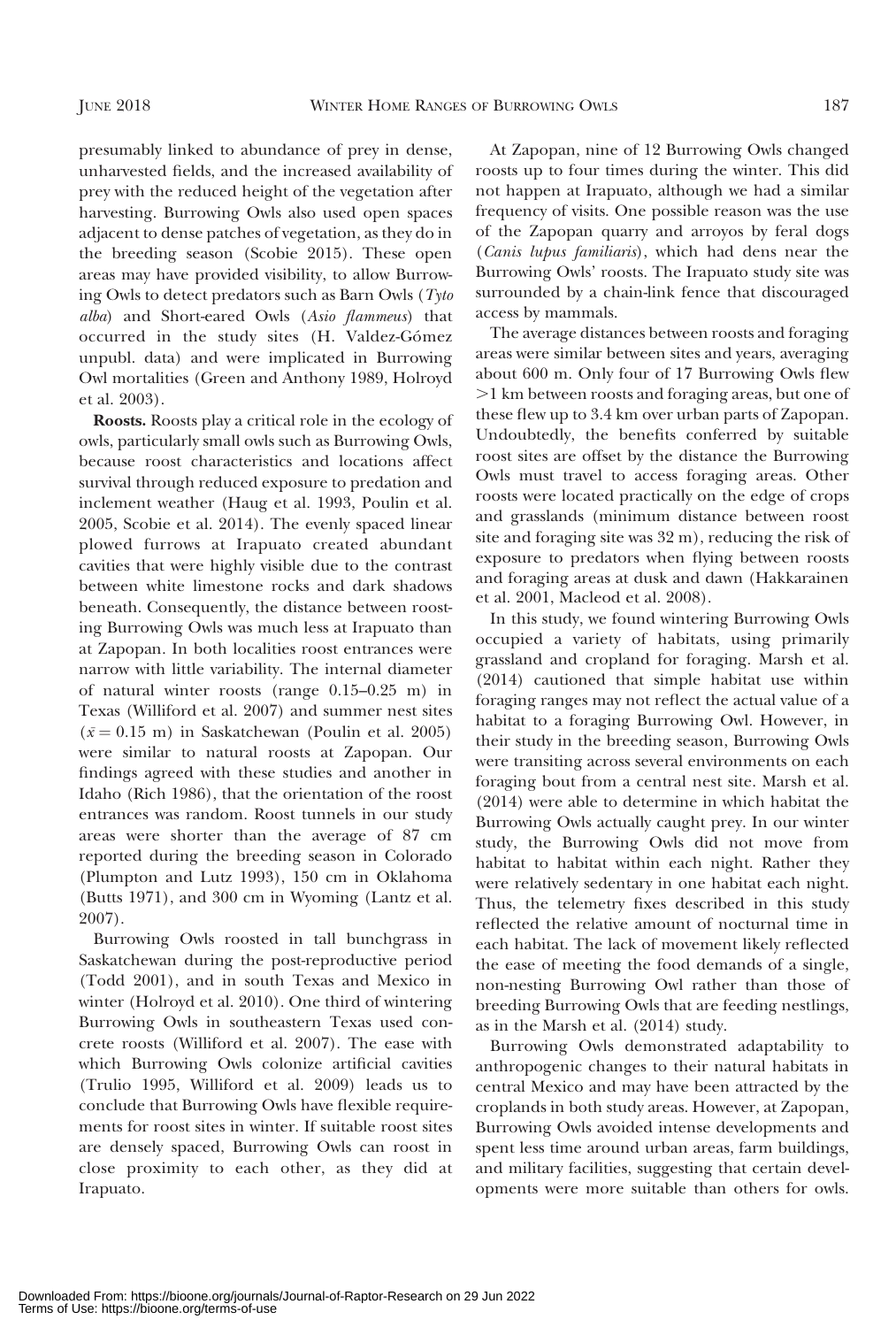presumably linked to abundance of prey in dense, unharvested fields, and the increased availability of prey with the reduced height of the vegetation after harvesting. Burrowing Owls also used open spaces adjacent to dense patches of vegetation, as they do in the breeding season (Scobie 2015). These open areas may have provided visibility, to allow Burrowing Owls to detect predators such as Barn Owls (*Tyto alba*) and Short-eared Owls (*Asio flammeus*) that occurred in the study sites (H. Valdez-Gómez unpubl. data) and were implicated in Burrowing Owl mortalities (Green and Anthony 1989, Holroyd et al. 2003).

**Roosts.** Roosts play a critical role in the ecology of owls, particularly small owls such as Burrowing Owls, because roost characteristics and locations affect survival through reduced exposure to predation and inclement weather (Haug et al. 1993, Poulin et al. 2005, Scobie et al. 2014). The evenly spaced linear plowed furrows at Irapuato created abundant cavities that were highly visible due to the contrast between white limestone rocks and dark shadows beneath. Consequently, the distance between roosting Burrowing Owls was much less at Irapuato than at Zapopan. In both localities roost entrances were narrow with little variability. The internal diameter of natural winter roosts (range 0.15–0.25 m) in Texas (Williford et al. 2007) and summer nest sites ($\bar{x} = 0.15$ m) in Saskatchewan (Poulin et al. 2005) were similar to natural roosts at Zapopan. Our findings agreed with these studies and another in Idaho (Rich 1986), that the orientation of the roost entrances was random. Roost tunnels in our study areas were shorter than the average of 87 cm reported during the breeding season in Colorado (Plumpton and Lutz 1993), 150 cm in Oklahoma (Butts 1971), and 300 cm in Wyoming (Lantz et al. 2007).

Burrowing Owls roosted in tall bunchgrass in Saskatchewan during the post-reproductive period (Todd 2001), and in south Texas and Mexico in winter (Holroyd et al. 2010). One third of wintering Burrowing Owls in southeastern Texas used concrete roosts (Williford et al. 2007). The ease with which Burrowing Owls colonize artificial cavities (Trulio 1995, Williford et al. 2009) leads us to conclude that Burrowing Owls have flexible requirements for roost sites in winter. If suitable roost sites are densely spaced, Burrowing Owls can roost in close proximity to each other, as they did at Irapuato.

At Zapopan, nine of 12 Burrowing Owls changed roosts up to four times during the winter. This did not happen at Irapuato, although we had a similar frequency of visits. One possible reason was the use of the Zapopan quarry and arroyos by feral dogs (*Canis lupus familiaris*), which had dens near the Burrowing Owls' roosts. The Irapuato study site was surrounded by a chain-link fence that discouraged access by mammals.

The average distances between roosts and foraging areas were similar between sites and years, averaging about 600 m. Only four of 17 Burrowing Owls flew >1 km between roosts and foraging areas, but one of these flew up to 3.4 km over urban parts of Zapopan. Undoubtedly, the benefits conferred by suitable roost sites are offset by the distance the Burrowing Owls must travel to access foraging areas. Other roosts were located practically on the edge of crops and grasslands (minimum distance between roost site and foraging site was 32 m), reducing the risk of exposure to predators when flying between roosts and foraging areas at dusk and dawn (Hakkarainen et al. 2001, Macleod et al. 2008).

In this study, we found wintering Burrowing Owls occupied a variety of habitats, using primarily grassland and cropland for foraging. Marsh et al. (2014) cautioned that simple habitat use within foraging ranges may not reflect the actual value of a habitat to a foraging Burrowing Owl. However, in their study in the breeding season, Burrowing Owls were transiting across several environments on each foraging bout from a central nest site. Marsh et al. (2014) were able to determine in which habitat the Burrowing Owls actually caught prey. In our winter study, the Burrowing Owls did not move from habitat to habitat within each night. Rather they were relatively sedentary in one habitat each night. Thus, the telemetry fixes described in this study reflected the relative amount of nocturnal time in each habitat. The lack of movement likely reflected the ease of meeting the food demands of a single, non-nesting Burrowing Owl rather than those of breeding Burrowing Owls that are feeding nestlings, as in the Marsh et al. (2014) study.

Burrowing Owls demonstrated adaptability to anthropogenic changes to their natural habitats in central Mexico and may have been attracted by the croplands in both study areas. However, at Zapopan, Burrowing Owls avoided intense developments and spent less time around urban areas, farm buildings, and military facilities, suggesting that certain developments were more suitable than others for owls.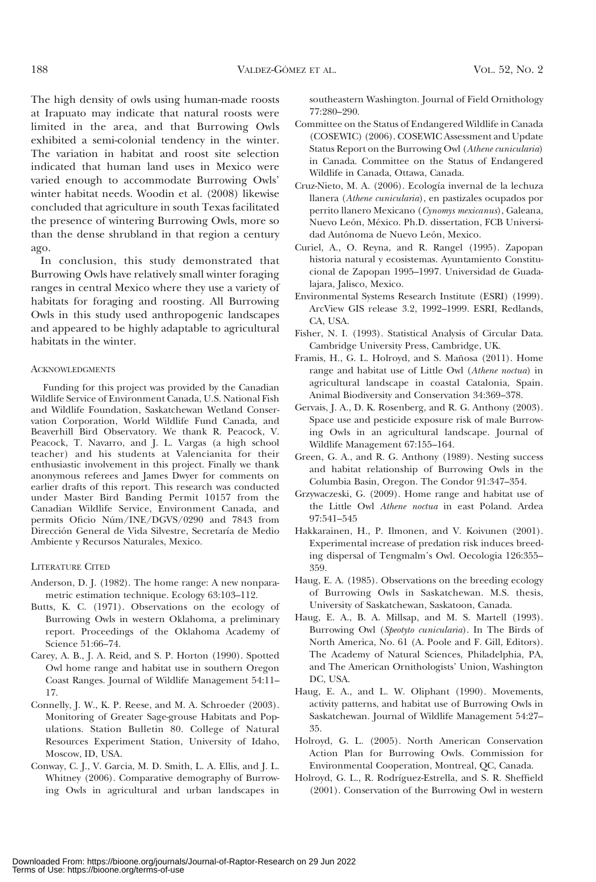The high density of owls using human-made roosts at Irapuato may indicate that natural roosts were limited in the area, and that Burrowing Owls exhibited a semi-colonial tendency in the winter. The variation in habitat and roost site selection indicated that human land uses in Mexico were varied enough to accommodate Burrowing Owls' winter habitat needs. Woodin et al. (2008) likewise concluded that agriculture in south Texas facilitated the presence of wintering Burrowing Owls, more so than the dense shrubland in that region a century ago.

In conclusion, this study demonstrated that Burrowing Owls have relatively small winter foraging ranges in central Mexico where they use a variety of habitats for foraging and roosting. All Burrowing Owls in this study used anthropogenic landscapes and appeared to be highly adaptable to agricultural habitats in the winter.

## Acknowledgments

Funding for this project was provided by the Canadian Wildlife Service of Environment Canada, U.S. National Fish and Wildlife Foundation, Saskatchewan Wetland Conservation Corporation, World Wildlife Fund Canada, and Beaverhill Bird Observatory. We thank R. Peacock, V. Peacock, T. Navarro, and J. L. Vargas (a high school teacher) and his students at Valencianita for their enthusiastic involvement in this project. Finally we thank anonymous referees and James Dwyer for comments on earlier drafts of this report. This research was conducted under Master Bird Banding Permit 10157 from the Canadian Wildlife Service, Environment Canada, and permits Oficio Núm/INE/DGVS/0290 and 7843 from Dirección General de Vida Silvestre, Secretaría de Medio Ambiente y Recursos Naturales, Mexico.

## Literature Cited

Anderson, D. J. (1982). The home range: A new nonparametric estimation technique. Ecology 63:103–112.

Butts, K. C. (1971). Observations on the ecology of Burrowing Owls in western Oklahoma, a preliminary report. Proceedings of the Oklahoma Academy of Science 51:66–74.

Carey, A. B., J. A. Reid, and S. P. Horton (1990). Spotted Owl home range and habitat use in southern Oregon Coast Ranges. Journal of Wildlife Management 54:11–17.

Connelly, J. W., K. P. Reese, and M. A. Schroeder (2003). Monitoring of Greater Sage-grouse Habitats and Populations. Station Bulletin 80. College of Natural Resources Experiment Station, University of Idaho, Moscow, ID, USA.

Conway, C. J., V. Garcia, M. D. Smith, L. A. Ellis, and J. L. Whitney (2006). Comparative demography of Burrowing Owls in agricultural and urban landscapes in southeastern Washington. Journal of Field Ornithology 77:280–290.

Committee on the Status of Endangered Wildlife in Canada (COSEWIC) (2006). COSEWIC Assessment and Update Status Report on the Burrowing Owl (*Athene cunicularia*) in Canada. Committee on the Status of Endangered Wildlife in Canada, Ottawa, Canada.

Cruz-Nieto, M. A. (2006). Ecología invernal de la lechuza llanera (*Athene cunicularia*), en pastizales ocupados por perrito llanero Mexicano (*Cynomys mexicanus*), Galeana, Nuevo León, México. Ph.D. dissertation, FCB Universidad Autónoma de Nuevo León, Mexico.

Curiel, A., O. Reyna, and R. Rangel (1995). Zapopan historia natural y ecosistemas. Ayuntamiento Constitucional de Zapopan 1995–1997. Universidad de Guadalajara, Jalisco, Mexico.

Environmental Systems Research Institute (ESRI) (1999). ArcView GIS release 3.2, 1992–1999. ESRI, Redlands, CA, USA.

Fisher, N. I. (1993). Statistical Analysis of Circular Data. Cambridge University Press, Cambridge, UK.

Framis, H., G. L. Holroyd, and S. Mañosa (2011). Home range and habitat use of Little Owl (*Athene noctua*) in agricultural landscape in coastal Catalonia, Spain. Animal Biodiversity and Conservation 34:369–378.

Gervais, J. A., D. K. Rosenberg, and R. G. Anthony (2003). Space use and pesticide exposure risk of male Burrowing Owls in an agricultural landscape. Journal of Wildlife Management 67:155–164.

Green, G. A., and R. G. Anthony (1989). Nesting success and habitat relationship of Burrowing Owls in the Columbia Basin, Oregon. The Condor 91:347–354.

Grzywaczeski, G. (2009). Home range and habitat use of the Little Owl *Athene noctua* in east Poland. Ardea 97:541–545

Hakkarainen, H., P. Ilmonen, and V. Koivunen (2001). Experimental increase of predation risk induces breeding dispersal of Tengmalm's Owl. Oecologia 126:355–359.

Haug, E. A. (1985). Observations on the breeding ecology of Burrowing Owls in Saskatchewan. M.S. thesis, University of Saskatchewan, Saskatoon, Canada.

Haug, E. A., B. A. Millsap, and M. S. Martell (1993). Burrowing Owl (*Speotyto cunicularia*). In The Birds of North America, No. 61 (A. Poole and F. Gill, Editors). The Academy of Natural Sciences, Philadelphia, PA, and The American Ornithologists' Union, Washington DC, USA.

Haug, E. A., and L. W. Oliphant (1990). Movements, activity patterns, and habitat use of Burrowing Owls in Saskatchewan. Journal of Wildlife Management 54:27–35.

Holroyd, G. L. (2005). North American Conservation Action Plan for Burrowing Owls. Commission for Environmental Cooperation, Montreal, QC, Canada.

Holroyd, G. L., R. Rodríguez-Estrella, and S. R. Sheffield (2001). Conservation of the Burrowing Owl in western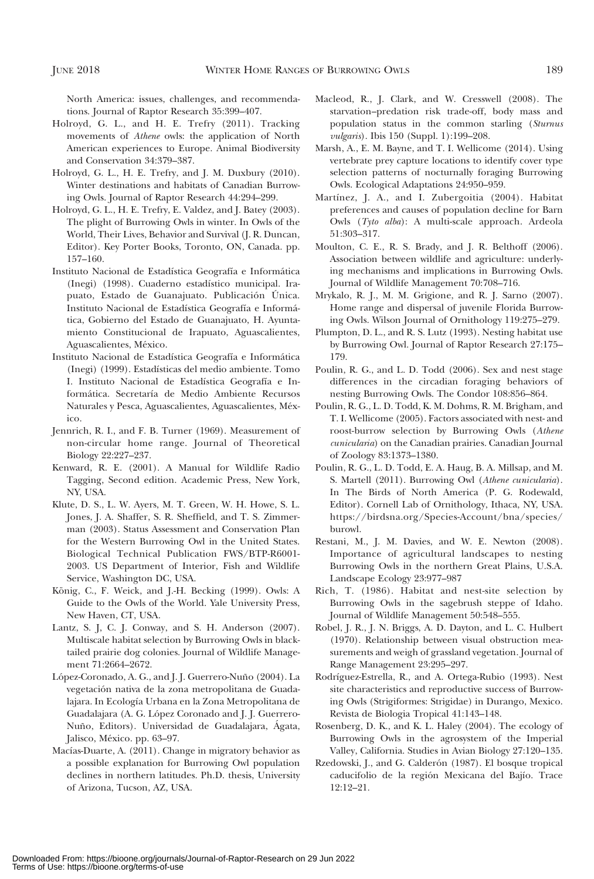North America: issues, challenges, and recommendations. Journal of Raptor Research 35:399–407.

Holroyd, G. L., and H. E. Trefry (2011). Tracking movements of *Athene* owls: the application of North American experiences to Europe. Animal Biodiversity and Conservation 34:379–387.

Holroyd, G. L., H. E. Trefry, and J. M. Duxbury (2010). Winter destinations and habitats of Canadian Burrowing Owls. Journal of Raptor Research 44:294–299.

Holroyd, G. L., H. E. Trefry, E. Valdez, and J. Batey (2003). The plight of Burrowing Owls in winter. In Owls of the World, Their Lives, Behavior and Survival (J. R. Duncan, Editor). Key Porter Books, Toronto, ON, Canada. pp. 157–160.

Instituto Nacional de Estadística Geografía e Informática (Inegi) (1998). Cuaderno estadístico municipal. Irapuato, Estado de Guanajuato. Publicación Única. Instituto Nacional de Estadística Geografía e Informática, Gobierno del Estado de Guanajuato, H. Ayuntamiento Constitucional de Irapuato, Aguascalientes, Aguascalientes, México.

Instituto Nacional de Estadística Geografía e Informática (Inegi) (1999). Estadísticas del medio ambiente. Tomo I. Instituto Nacional de Estadística Geografía e Informática. Secretaría de Medio Ambiente Recursos Naturales y Pesca, Aguascalientes, Aguascalientes, México.

Jennrich, R. I., and F. B. Turner (1969). Measurement of non-circular home range. Journal of Theoretical Biology 22:227–237.

Kenward, R. E. (2001). A Manual for Wildlife Radio Tagging, Second edition. Academic Press, New York, NY, USA.

Klute, D. S., L. W. Ayers, M. T. Green, W. H. Howe, S. L. Jones, J. A. Shaffer, S. R. Sheffield, and T. S. Zimmerman (2003). Status Assessment and Conservation Plan for the Western Burrowing Owl in the United States. Biological Technical Publication FWS/BTP-R6001-2003. US Department of Interior, Fish and Wildlife Service, Washington DC, USA.

König, C., F. Weick, and J.-H. Becking (1999). Owls: A Guide to the Owls of the World. Yale University Press, New Haven, CT, USA.

Lantz, S. J, C. J. Conway, and S. H. Anderson (2007). Multiscale habitat selection by Burrowing Owls in black-tailed prairie dog colonies. Journal of Wildlife Management 71:2664–2672.

López-Coronado, A. G., and J. J. Guerrero-Nuño (2004). La vegetación nativa de la zona metropolitana de Guadalajara. In Ecología Urbana en la Zona Metropolitana de Guadalajara (A. G. López Coronado and J. J. Guerrero-Nuño, Editors). Universidad de Guadalajara, Ágata, Jalisco, México. pp. 63–97.

Macías-Duarte, A. (2011). Change in migratory behavior as a possible explanation for Burrowing Owl population declines in northern latitudes. Ph.D. thesis, University of Arizona, Tucson, AZ, USA.

Macleod, R., J. Clark, and W. Cresswell (2008). The starvation–predation risk trade-off, body mass and population status in the common starling (*Sturnus vulgaris*). Ibis 150 (Suppl. 1):199–208.

Marsh, A., E. M. Bayne, and T. I. Wellicome (2014). Using vertebrate prey capture locations to identify cover type selection patterns of nocturnally foraging Burrowing Owls. Ecological Adaptations 24:950–959.

Martínez, J. A., and I. Zubergoitia (2004). Habitat preferences and causes of population decline for Barn Owls (*Tyto alba*): A multi-scale approach. Ardeola 51:303–317.

Moulton, C. E., R. S. Brady, and J. R. Belthoff (2006). Association between wildlife and agriculture: underlying mechanisms and implications in Burrowing Owls. Journal of Wildlife Management 70:708–716.

Mrykalo, R. J., M. M. Grigione, and R. J. Sarno (2007). Home range and dispersal of juvenile Florida Burrowing Owls. Wilson Journal of Ornithology 119:275–279.

Plumpton, D. L., and R. S. Lutz (1993). Nesting habitat use by Burrowing Owl. Journal of Raptor Research 27:175–179.

Poulin, R. G., and L. D. Todd (2006). Sex and nest stage differences in the circadian foraging behaviors of nesting Burrowing Owls. The Condor 108:856–864.

Poulin, R. G., L. D. Todd, K. M. Dohms, R. M. Brigham, and T. I. Wellicome (2005). Factors associated with nest- and roost-burrow selection by Burrowing Owls (*Athene cunicularia*) on the Canadian prairies. Canadian Journal of Zoology 83:1373–1380.

Poulin, R. G., L. D. Todd, E. A. Haug, B. A. Millsap, and M. S. Martell (2011). Burrowing Owl (*Athene cunicularia*). In The Birds of North America (P. G. Rodewald, Editor). Cornell Lab of Ornithology, Ithaca, NY, USA. https://birdsna.org/Species-Account/bna/species/burowl.

Restani, M., J. M. Davies, and W. E. Newton (2008). Importance of agricultural landscapes to nesting Burrowing Owls in the northern Great Plains, U.S.A. Landscape Ecology 23:977–987

Rich, T. (1986). Habitat and nest-site selection by Burrowing Owls in the sagebrush steppe of Idaho. Journal of Wildlife Management 50:548–555.

Robel, J. R., J. N. Briggs, A. D. Dayton, and L. C. Hulbert (1970). Relationship between visual obstruction measurements and weigh of grassland vegetation. Journal of Range Management 23:295–297.

Rodríguez-Estrella, R., and A. Ortega-Rubio (1993). Nest site characteristics and reproductive success of Burrowing Owls (Strigiformes: Strigidae) in Durango, Mexico. Revista de Biologia Tropical 41:143–148.

Rosenberg, D. K., and K. L. Haley (2004). The ecology of Burrowing Owls in the agrosystem of the Imperial Valley, California. Studies in Avian Biology 27:120–135.

Rzedowski, J., and G. Calderón (1987). El bosque tropical caducifolio de la región Mexicana del Bajío. Trace 12:12–21.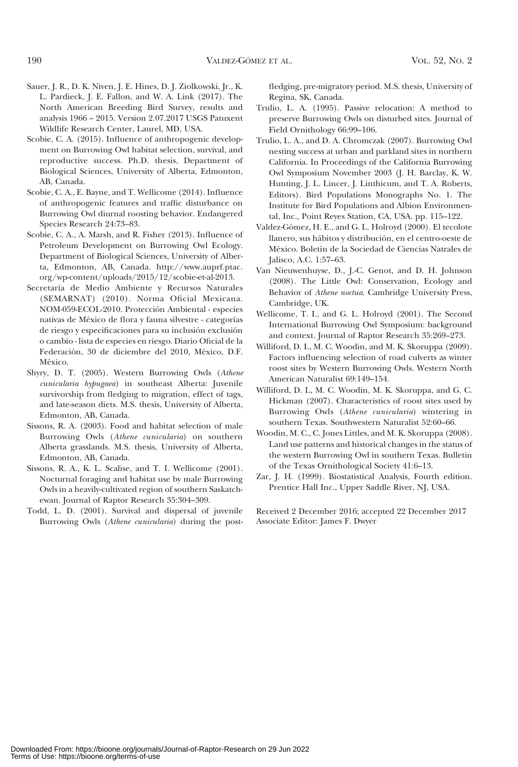Sauer, J. R., D. K. Niven, J. E. Hines, D. J. Ziolkowski, Jr., K. L. Pardieck, J. E. Fallon, and W. A. Link (2017). The North American Breeding Bird Survey, results and analysis 1966 – 2015. Version 2.07.2017 USGS Patuxent Wildlife Research Center, Laurel, MD, USA.

Scobie, C. A. (2015). Influence of anthropogenic development on Burrowing Owl habitat selection, survival, and reproductive success. Ph.D. thesis, Department of Biological Sciences, University of Alberta, Edmonton, AB, Canada.

Scobie, C. A., E. Bayne, and T. Wellicome (2014). Influence of anthropogenic features and traffic disturbance on Burrowing Owl diurnal roosting behavior. Endangered Species Research 24:73–83.

Scobie, C. A., A. Marsh, and R. Fisher (2013). Influence of Petroleum Development on Burrowing Owl Ecology. Department of Biological Sciences, University of Alberta, Edmonton, AB, Canada. http://www.auprf.ptac.org/wp-content/uploads/2015/12/scobie-et-al-2013.

Secretaría de Medio Ambiente y Recursos Naturales (SEMARNAT) (2010). Norma Oficial Mexicana. NOM-059-ECOL-2010. Protección Ambiental - especies nativas de México de flora y fauna silvestre - categorías de riesgo y especificaciones para su inclusión exclusión o cambio - lista de especies en riesgo. Diario Oficial de la Federación, 30 de diciembre del 2010, México, D.F. México.

Shyry, D. T. (2005). Western Burrowing Owls (*Athene cunicularia hypugaea*) in southeast Alberta: Juvenile survivorship from fledging to migration, effect of tags, and late-season diets. M.S. thesis, University of Alberta, Edmonton, AB, Canada.

Sissons, R. A. (2003). Food and habitat selection of male Burrowing Owls (*Athene cunicularia*) on southern Alberta grasslands. M.S. thesis, University of Alberta, Edmonton, AB, Canada.

Sissons, R. A., K. L. Scalise, and T. I. Wellicome (2001). Nocturnal foraging and habitat use by male Burrowing Owls in a heavily-cultivated region of southern Saskatchewan. Journal of Raptor Research 35:304–309.

Todd, L. D. (2001). Survival and dispersal of juvenile Burrowing Owls (*Athene cunicularia*) during the post-fledging, pre-migratory period. M.S. thesis, University of Regina, SK, Canada.

Trulio, L. A. (1995). Passive relocation: A method to preserve Burrowing Owls on disturbed sites. Journal of Field Ornithology 66:99–106.

Trulio, L. A., and D. A. Chromczak (2007). Burrowing Owl nesting success at urban and parkland sites in northern California. In Proceedings of the California Burrowing Owl Symposium November 2003 (J. H. Barclay, K. W. Hunting, J. L. Lincer, J. Linthicum, and T. A. Roberts, Editors). Bird Populations Monographs No. 1. The Institute for Bird Populations and Albion Environmental, Inc., Point Reyes Station, CA, USA. pp. 115–122.

Valdez-Gómez, H. E., and G. L. Holroyd (2000). El tecolote llanero, sus hábitos y distribución, en el centro-oeste de México. Boletín de la Sociedad de Ciencias Natrales de Jalisco, A.C. 1:57–63.

Van Nieuwenhuyse, D., J.-C. Genot, and D. H. Johnson (2008). The Little Owl: Conservation, Ecology and Behavior of *Athene noctua*. Cambridge University Press, Cambridge, UK.

Wellicome, T. I., and G. L. Holroyd (2001). The Second International Burrowing Owl Symposium: background and context. Journal of Raptor Research 35:269–273.

Williford, D. L, M. C. Woodin, and M. K. Skoruppa (2009). Factors influencing selection of road culverts as winter roost sites by Western Burrowing Owls. Western North American Naturalist 69:149–154.

Williford, D. L, M. C. Woodin, M. K. Skoruppa, and G. C. Hickman (2007). Characteristics of roost sites used by Burrowing Owls (*Athene cunicularia*) wintering in southern Texas. Southwestern Naturalist 52:60–66.

Woodin, M. C., C. Jones Littles, and M. K. Skoruppa (2008). Land use patterns and historical changes in the status of the western Burrowing Owl in southern Texas. Bulletin of the Texas Ornithological Society 41:6–13.

Zar, J. H. (1999). Biostatistical Analysis, Fourth edition. Prentice Hall Inc., Upper Saddle River, NJ, USA.

Received 2 December 2016; accepted 22 December 2017
Associate Editor: James F. Dwyer